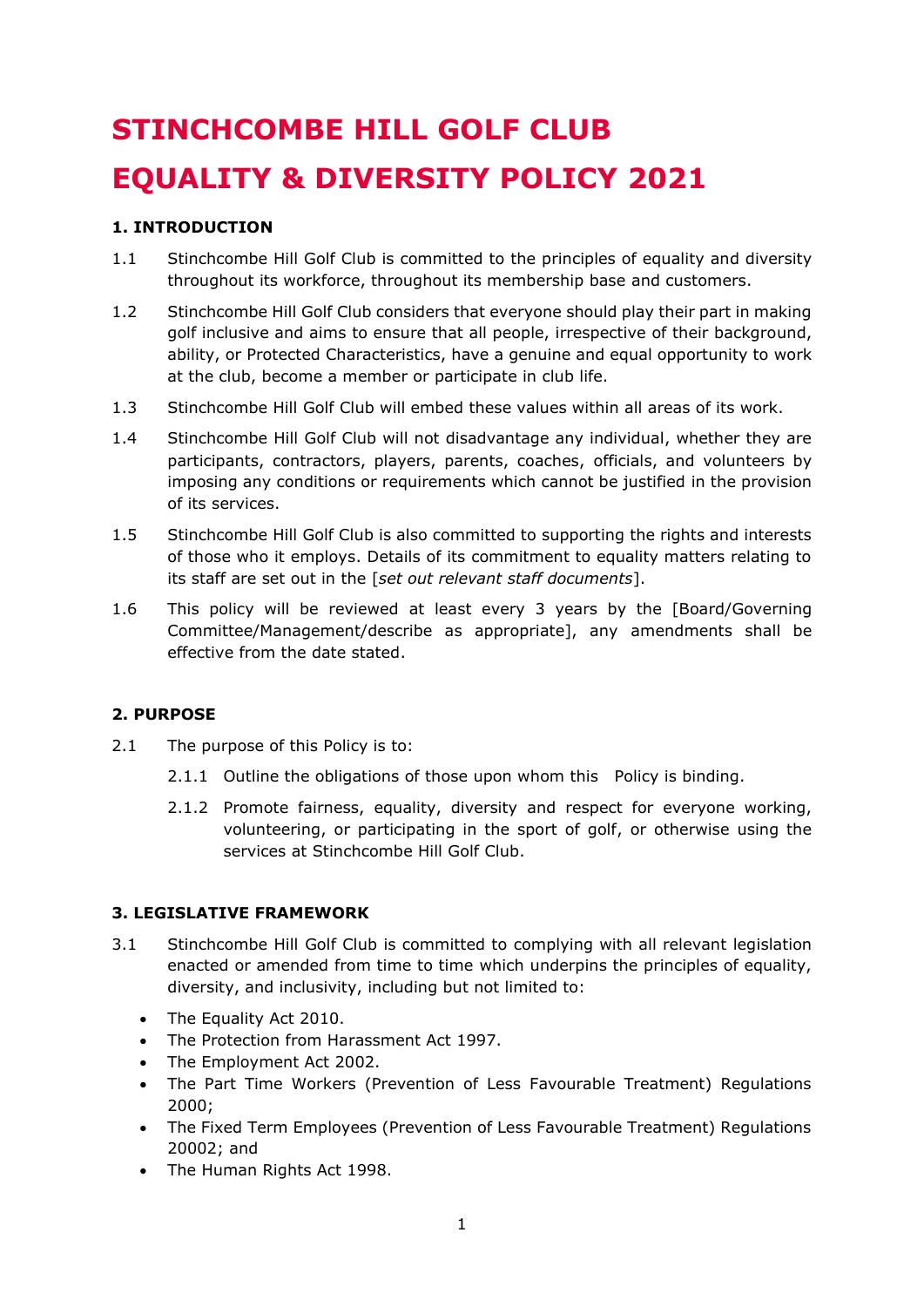# STINCHCOMBE HILL GOLF CLUB

# EQUALITY & DIVERSITY POLICY 2021

## 1. INTRODUCTION

1.1 Stinchcombe Hill Golf Club is committed to the principles of equality and diversity throughout its workforce, throughout its membership base and customers.

1.2 Stinchcombe Hill Golf Club considers that everyone should play their part in making golf inclusive and aims to ensure that all people, irrespective of their background, ability, or Protected Characteristics, have a genuine and equal opportunity to work at the club, become a member or participate in club life.

1.3 Stinchcombe Hill Golf Club will embed these values within all areas of its work.

1.4 Stinchcombe Hill Golf Club will not disadvantage any individual, whether they are participants, contractors, players, parents, coaches, officials, and volunteers by imposing any conditions or requirements which cannot be justified in the provision of its services.

1.5 Stinchcombe Hill Golf Club is also committed to supporting the rights and interests of those who it employs. Details of its commitment to equality matters relating to its staff are set out in the [*set out relevant staff documents*].

1.6 This policy will be reviewed at least every 3 years by the [Board/Governing Committee/Management/describe as appropriate], any amendments shall be effective from the date stated.

## 2. PURPOSE

2.1 The purpose of this Policy is to:

2.1.1 Outline the obligations of those upon whom this Policy is binding.

2.1.2 Promote fairness, equality, diversity and respect for everyone working, volunteering, or participating in the sport of golf, or otherwise using the services at Stinchcombe Hill Golf Club.

## 3. LEGISLATIVE FRAMEWORK

3.1 Stinchcombe Hill Golf Club is committed to complying with all relevant legislation enacted or amended from time to time which underpins the principles of equality, diversity, and inclusivity, including but not limited to:

- The Equality Act 2010.
- The Protection from Harassment Act 1997.
- The Employment Act 2002.
- The Part Time Workers (Prevention of Less Favourable Treatment) Regulations 2000;
- The Fixed Term Employees (Prevention of Less Favourable Treatment) Regulations 20002; and
- The Human Rights Act 1998.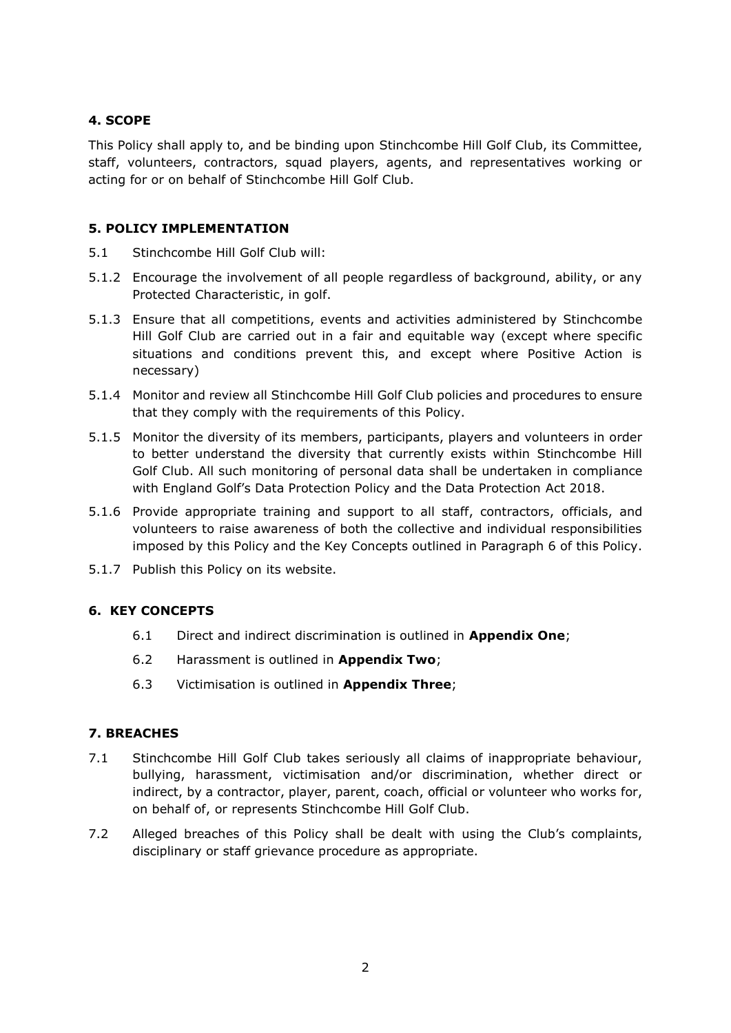## 4. SCOPE

This Policy shall apply to, and be binding upon Stinchcombe Hill Golf Club, its Committee, staff, volunteers, contractors, squad players, agents, and representatives working or acting for or on behalf of Stinchcombe Hill Golf Club.

## 5. POLICY IMPLEMENTATION

5.1 Stinchcombe Hill Golf Club will:

5.1.2 Encourage the involvement of all people regardless of background, ability, or any Protected Characteristic, in golf.

5.1.3 Ensure that all competitions, events and activities administered by Stinchcombe Hill Golf Club are carried out in a fair and equitable way (except where specific situations and conditions prevent this, and except where Positive Action is necessary)

5.1.4 Monitor and review all Stinchcombe Hill Golf Club policies and procedures to ensure that they comply with the requirements of this Policy.

5.1.5 Monitor the diversity of its members, participants, players and volunteers in order to better understand the diversity that currently exists within Stinchcombe Hill Golf Club. All such monitoring of personal data shall be undertaken in compliance with England Golf's Data Protection Policy and the Data Protection Act 2018.

5.1.6 Provide appropriate training and support to all staff, contractors, officials, and volunteers to raise awareness of both the collective and individual responsibilities imposed by this Policy and the Key Concepts outlined in Paragraph 6 of this Policy.

5.1.7 Publish this Policy on its website.

## 6. KEY CONCEPTS

6.1 Direct and indirect discrimination is outlined in **Appendix One**;

6.2 Harassment is outlined in **Appendix Two**;

6.3 Victimisation is outlined in **Appendix Three**;

## 7. BREACHES

7.1 Stinchcombe Hill Golf Club takes seriously all claims of inappropriate behaviour, bullying, harassment, victimisation and/or discrimination, whether direct or indirect, by a contractor, player, parent, coach, official or volunteer who works for, on behalf of, or represents Stinchcombe Hill Golf Club.

7.2 Alleged breaches of this Policy shall be dealt with using the Club's complaints, disciplinary or staff grievance procedure as appropriate.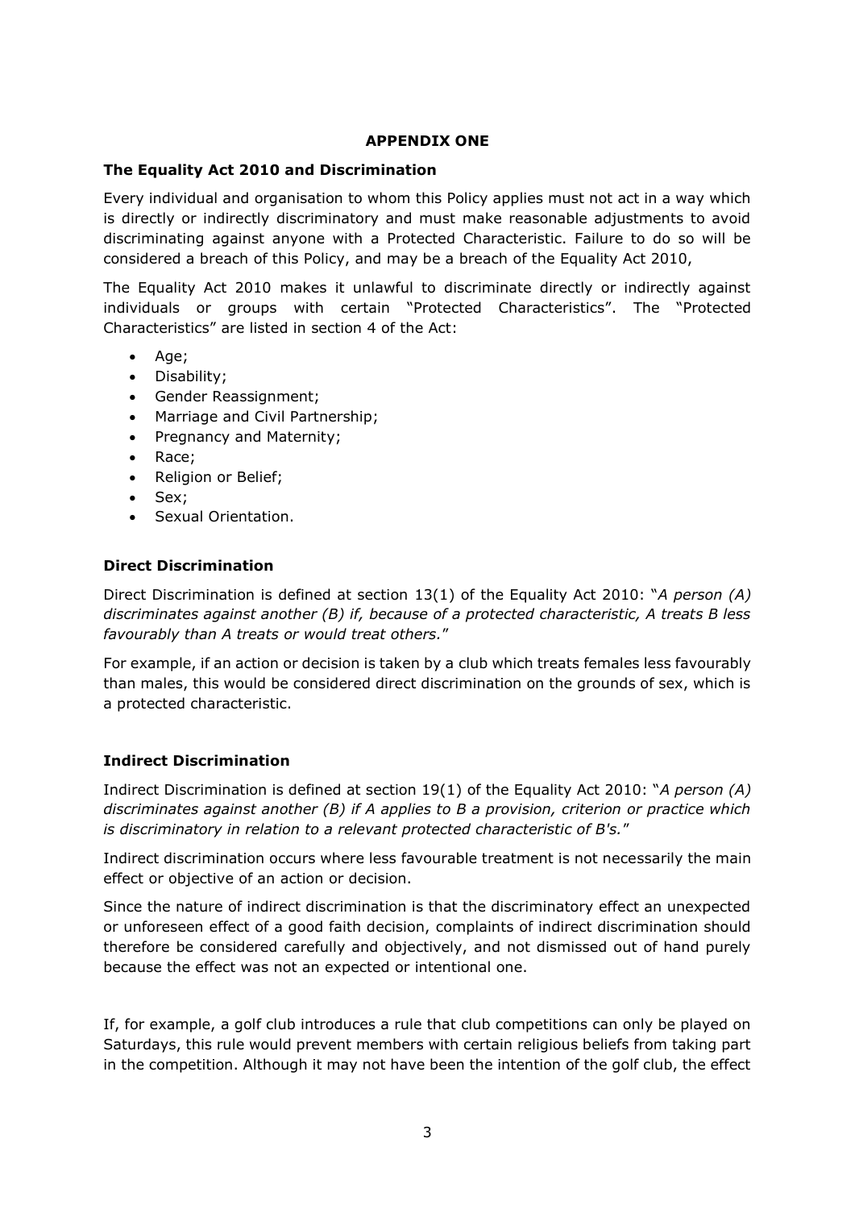## APPENDIX ONE

### The Equality Act 2010 and Discrimination

Every individual and organisation to whom this Policy applies must not act in a way which is directly or indirectly discriminatory and must make reasonable adjustments to avoid discriminating against anyone with a Protected Characteristic. Failure to do so will be considered a breach of this Policy, and may be a breach of the Equality Act 2010,

The Equality Act 2010 makes it unlawful to discriminate directly or indirectly against individuals or groups with certain "Protected Characteristics". The "Protected Characteristics" are listed in section 4 of the Act:

- Age;
- Disability;
- Gender Reassignment;
- Marriage and Civil Partnership;
- Pregnancy and Maternity;
- Race;
- Religion or Belief;
- Sex;
- Sexual Orientation.

### Direct Discrimination

Direct Discrimination is defined at section 13(1) of the Equality Act 2010: "*A person (A) discriminates against another (B) if, because of a protected characteristic, A treats B less favourably than A treats or would treat others.*"

For example, if an action or decision is taken by a club which treats females less favourably than males, this would be considered direct discrimination on the grounds of sex, which is a protected characteristic.

### Indirect Discrimination

Indirect Discrimination is defined at section 19(1) of the Equality Act 2010: "*A person (A) discriminates against another (B) if A applies to B a provision, criterion or practice which is discriminatory in relation to a relevant protected characteristic of B's.*"

Indirect discrimination occurs where less favourable treatment is not necessarily the main effect or objective of an action or decision.

Since the nature of indirect discrimination is that the discriminatory effect an unexpected or unforeseen effect of a good faith decision, complaints of indirect discrimination should therefore be considered carefully and objectively, and not dismissed out of hand purely because the effect was not an expected or intentional one.

If, for example, a golf club introduces a rule that club competitions can only be played on Saturdays, this rule would prevent members with certain religious beliefs from taking part in the competition. Although it may not have been the intention of the golf club, the effect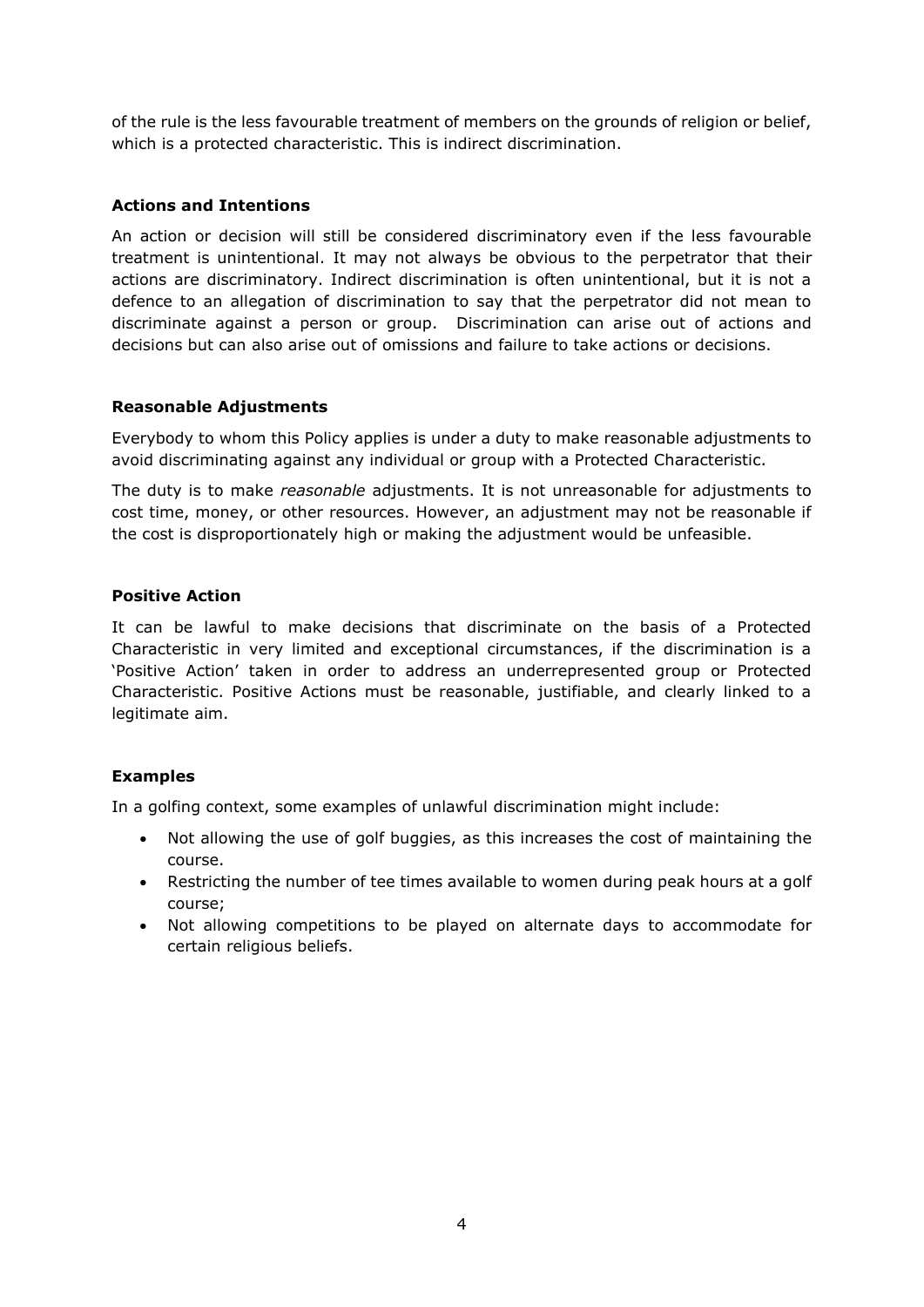of the rule is the less favourable treatment of members on the grounds of religion or belief, which is a protected characteristic. This is indirect discrimination.

**Actions and Intentions**

An action or decision will still be considered discriminatory even if the less favourable treatment is unintentional. It may not always be obvious to the perpetrator that their actions are discriminatory. Indirect discrimination is often unintentional, but it is not a defence to an allegation of discrimination to say that the perpetrator did not mean to discriminate against a person or group. Discrimination can arise out of actions and decisions but can also arise out of omissions and failure to take actions or decisions.

**Reasonable Adjustments**

Everybody to whom this Policy applies is under a duty to make reasonable adjustments to avoid discriminating against any individual or group with a Protected Characteristic.

The duty is to make *reasonable* adjustments. It is not unreasonable for adjustments to cost time, money, or other resources. However, an adjustment may not be reasonable if the cost is disproportionately high or making the adjustment would be unfeasible.

**Positive Action**

It can be lawful to make decisions that discriminate on the basis of a Protected Characteristic in very limited and exceptional circumstances, if the discrimination is a 'Positive Action' taken in order to address an underrepresented group or Protected Characteristic. Positive Actions must be reasonable, justifiable, and clearly linked to a legitimate aim.

**Examples**

In a golfing context, some examples of unlawful discrimination might include:

- Not allowing the use of golf buggies, as this increases the cost of maintaining the course.
- Restricting the number of tee times available to women during peak hours at a golf course;
- Not allowing competitions to be played on alternate days to accommodate for certain religious beliefs.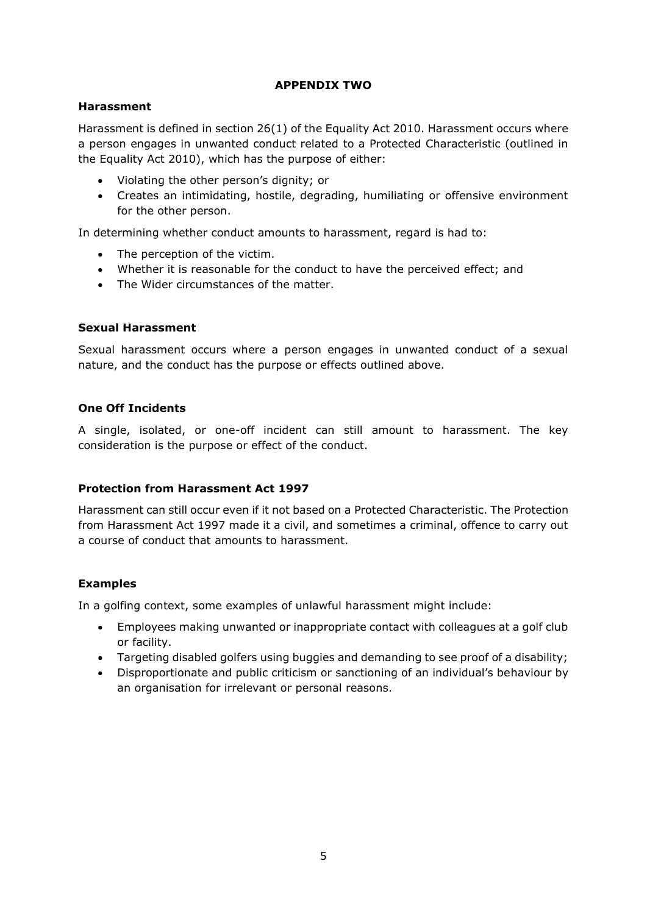## APPENDIX TWO

### Harassment

Harassment is defined in section 26(1) of the Equality Act 2010. Harassment occurs where a person engages in unwanted conduct related to a Protected Characteristic (outlined in the Equality Act 2010), which has the purpose of either:

- Violating the other person's dignity; or
- Creates an intimidating, hostile, degrading, humiliating or offensive environment for the other person.

In determining whether conduct amounts to harassment, regard is had to:

- The perception of the victim.
- Whether it is reasonable for the conduct to have the perceived effect; and
- The Wider circumstances of the matter.

### Sexual Harassment

Sexual harassment occurs where a person engages in unwanted conduct of a sexual nature, and the conduct has the purpose or effects outlined above.

### One Off Incidents

A single, isolated, or one-off incident can still amount to harassment. The key consideration is the purpose or effect of the conduct.

### Protection from Harassment Act 1997

Harassment can still occur even if it not based on a Protected Characteristic. The Protection from Harassment Act 1997 made it a civil, and sometimes a criminal, offence to carry out a course of conduct that amounts to harassment.

### Examples

In a golfing context, some examples of unlawful harassment might include:

- Employees making unwanted or inappropriate contact with colleagues at a golf club or facility.
- Targeting disabled golfers using buggies and demanding to see proof of a disability;
- Disproportionate and public criticism or sanctioning of an individual's behaviour by an organisation for irrelevant or personal reasons.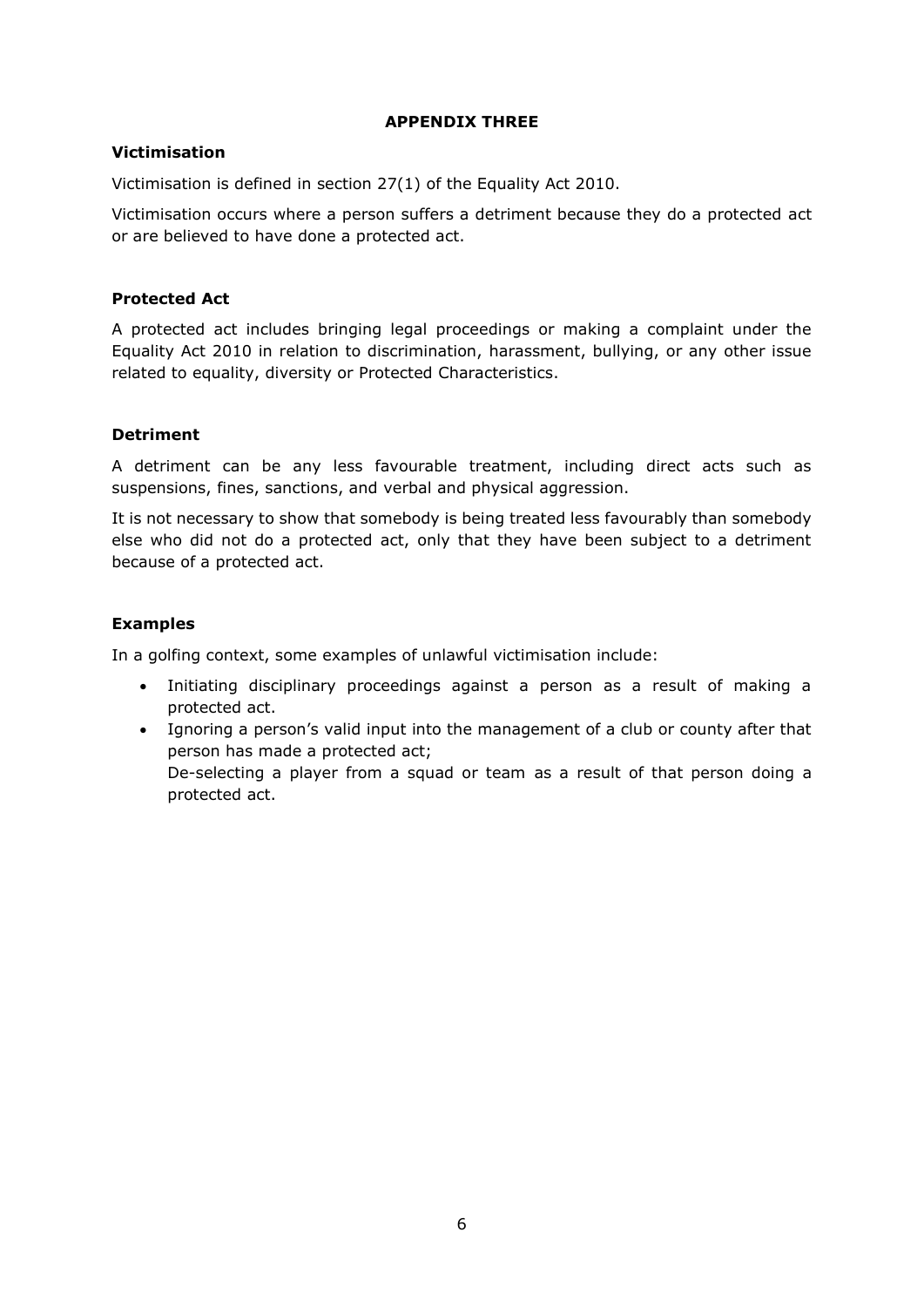## APPENDIX THREE

### Victimisation

Victimisation is defined in section 27(1) of the Equality Act 2010.

Victimisation occurs where a person suffers a detriment because they do a protected act or are believed to have done a protected act.

### Protected Act

A protected act includes bringing legal proceedings or making a complaint under the Equality Act 2010 in relation to discrimination, harassment, bullying, or any other issue related to equality, diversity or Protected Characteristics.

### Detriment

A detriment can be any less favourable treatment, including direct acts such as suspensions, fines, sanctions, and verbal and physical aggression.

It is not necessary to show that somebody is being treated less favourably than somebody else who did not do a protected act, only that they have been subject to a detriment because of a protected act.

### Examples

In a golfing context, some examples of unlawful victimisation include:

- Initiating disciplinary proceedings against a person as a result of making a protected act.
- Ignoring a person's valid input into the management of a club or county after that person has made a protected act;
  De-selecting a player from a squad or team as a result of that person doing a protected act.